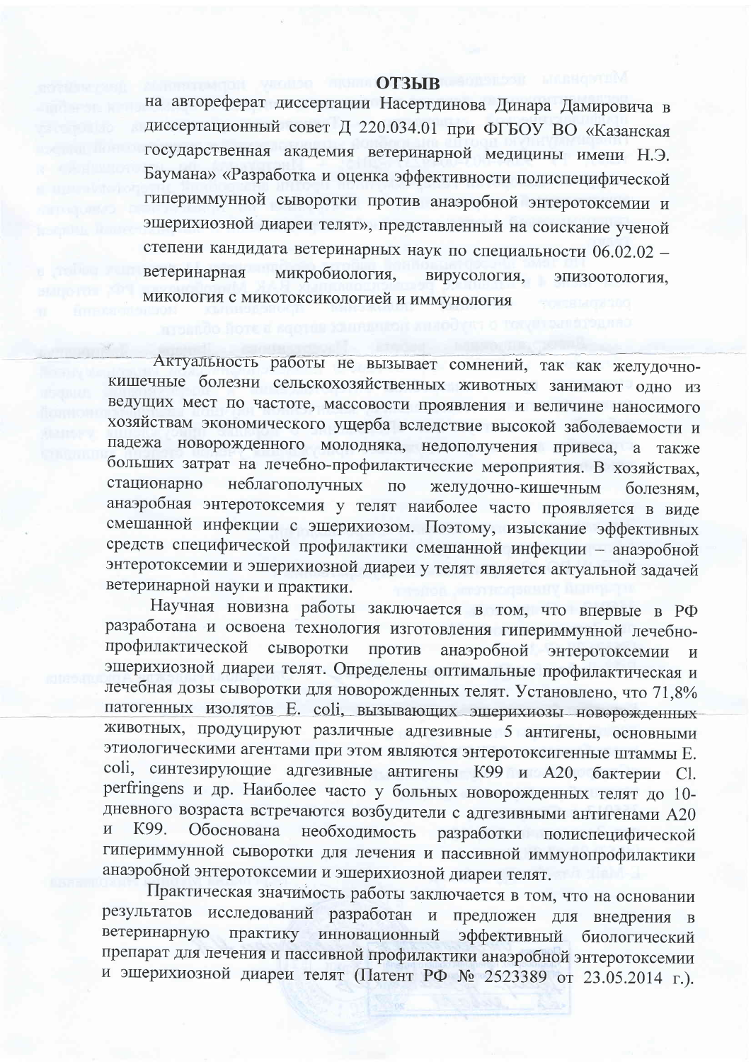# ОТЗЫВ

на автореферат диссертации Насертдинова Динара Дамировича в диссертационный совет Д 220.034.01 при ФГБОУ ВО «Казанская государственная академия ветеринарной медицины имени Н.Э. Баумана» «Разработка и оценка эффективности полиспецифической гипериммунной сыворотки против анаэробной энтеротоксемии и эшерихиозной диареи телят», представленный на соискание ученой степени кандидата ветеринарных наук по специальности 06.02.02 – ветеринарная микробиология, вирусология, эпизоотология, микология с микотоксикологией и иммунология

Актуальность работы не вызывает сомнений, так как желудочно-кишечные болезни сельскохозяйственных животных занимают одно из ведущих мест по частоте, массовости проявления и величине наносимого хозяйствам экономического ущерба вследствие высокой заболеваемости и падежа новорожденного молодняка, недополучения привеса, а также больших затрат на лечебно-профилактические мероприятия. В хозяйствах, стационарно неблагополучных по желудочно-кишечным болезням, анаэробная энтеротоксемия у телят наиболее часто проявляется в виде смешанной инфекции с эшерихиозом. Поэтому, изыскание эффективных средств специфической профилактики смешанной инфекции – анаэробной энтеротоксемии и эшерихиозной диареи у телят является актуальной задачей ветеринарной науки и практики.

Научная новизна работы заключается в том, что впервые в РФ разработана и освоена технология изготовления гипериммунной лечебно-профилактической сыворотки против анаэробной энтеротоксемии и эшерихиозной диареи телят. Определены оптимальные профилактическая и лечебная дозы сыворотки для новорожденных телят. Установлено, что 71,8% патогенных изолятов E. coli, вызывающих эшерихиозы новорожденных животных, продуцируют различные адгезивные 5 антигены, основными этиологическими агентами при этом являются энтеротоксигенные штаммы E. coli, синтезирующие адгезивные антигены К99 и А20, бактерии Cl. perfringens и др. Наиболее часто у больных новорожденных телят до 10-дневного возраста встречаются возбудители с адгезивными антигенами А20 и К99. Обоснована необходимость разработки полиспецифической гипериммунной сыворотки для лечения и пассивной иммунопрофилактики анаэробной энтеротоксемии и эшерихиозной диареи телят.

Практическая значимость работы заключается в том, что на основании результатов исследований разработан и предложен для внедрения в ветеринарную практику инновационный эффективный биологический препарат для лечения и пассивной профилактики анаэробной энтеротоксемии и эшерихиозной диареи телят (Патент РФ № 2523389 от 23.05.2014 г.).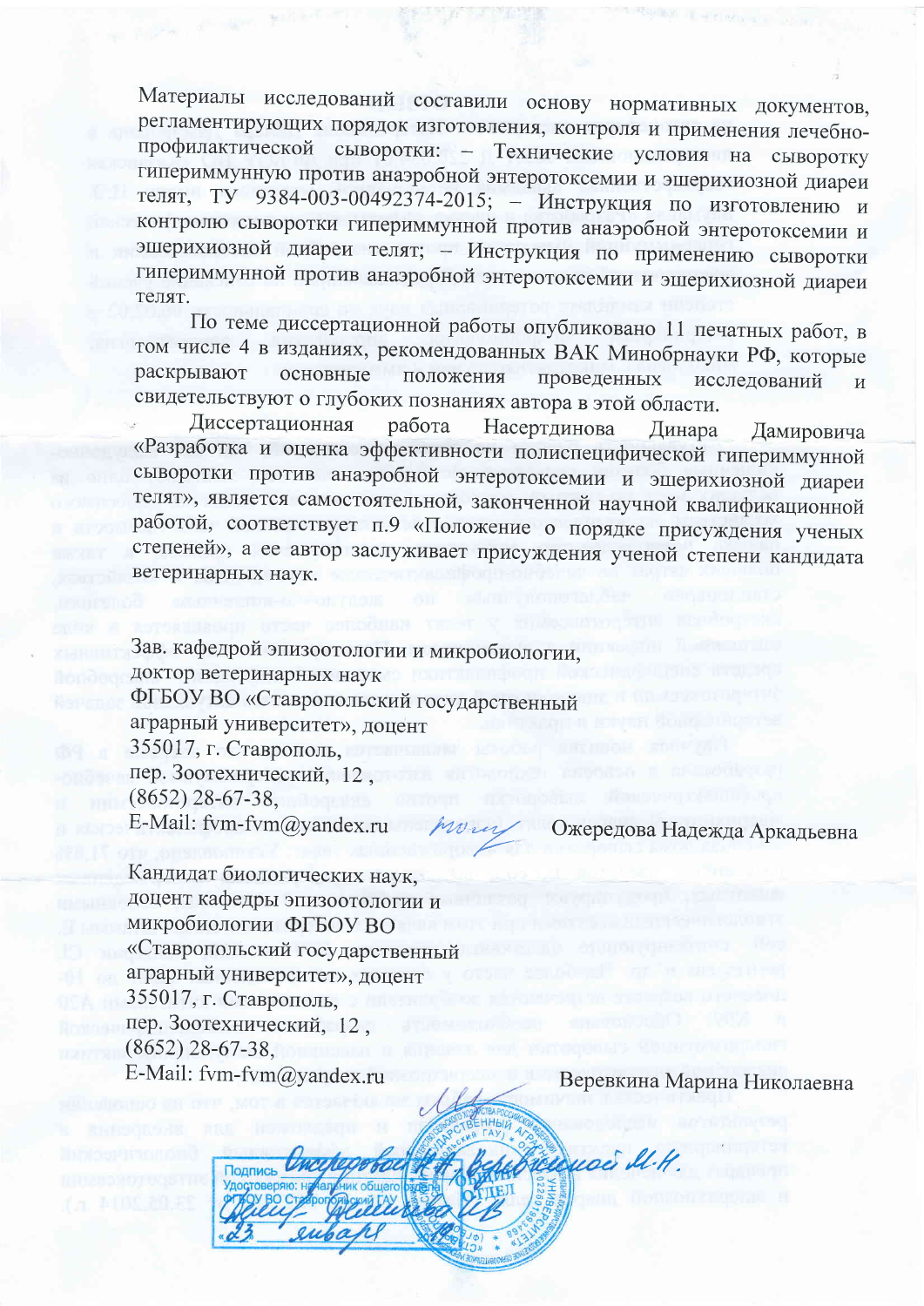Материалы исследований составили основу нормативных документов, регламентирующих порядок изготовления, контроля и применения лечебно-профилактической сыворотки: – Технические условия на сыворотку гипериммунную против анаэробной энтеротоксемии и эшерихиозной диареи телят, ТУ 9384-003-00492374-2015; – Инструкция по изготовлению и контролю сыворотки гипериммунной против анаэробной энтеротоксемии и эшерихиозной диареи телят; – Инструкция по применению сыворотки гипериммунной против анаэробной энтеротоксемии и эшерихиозной диареи телят.

По теме диссертационной работы опубликовано 11 печатных работ, в том числе 4 в изданиях, рекомендованных ВАК Минобрнауки РФ, которые раскрывают основные положения проведенных исследований и свидетельствуют о глубоких познаниях автора в этой области.

Диссертационная работа Насертдинова Динара Дамировича «Разработка и оценка эффективности полиспецифической гипериммунной сыворотки против анаэробной энтеротоксемии и эшерихиозной диареи телят», является самостоятельной, законченной научной квалификационной работой, соответствует п.9 «Положение о порядке присуждения ученых степеней», а ее автор заслуживает присуждения ученой степени кандидата ветеринарных наук.

Зав. кафедрой эпизоотологии и микробиологии,
доктор ветеринарных наук
ФГБОУ ВО «Ставропольский государственный аграрный университет», доцент
355017, г. Ставрополь,
пер. Зоотехнический, 12 ,
(8652) 28-67-38,
E-Mail: fvm-fvm@yandex.ru

Ожередова Надежда Аркадьевна

Кандидат биологических наук,
доцент кафедры эпизоотологии и микробиологии ФГБОУ ВО «Ставропольский государственный аграрный университет», доцент
355017, г. Ставрополь,
пер. Зоотехнический, 12 ,
(8652) 28-67-38,
E-Mail: fvm-fvm@yandex.ru

Веревкина Марина Николаевна

Подпись Ожередовой Н.А., Веревкиной М.Н.
Удостоверяю: начальник общего отдела ФГБОУ ВО Ставропольский ГАУ
«23» января